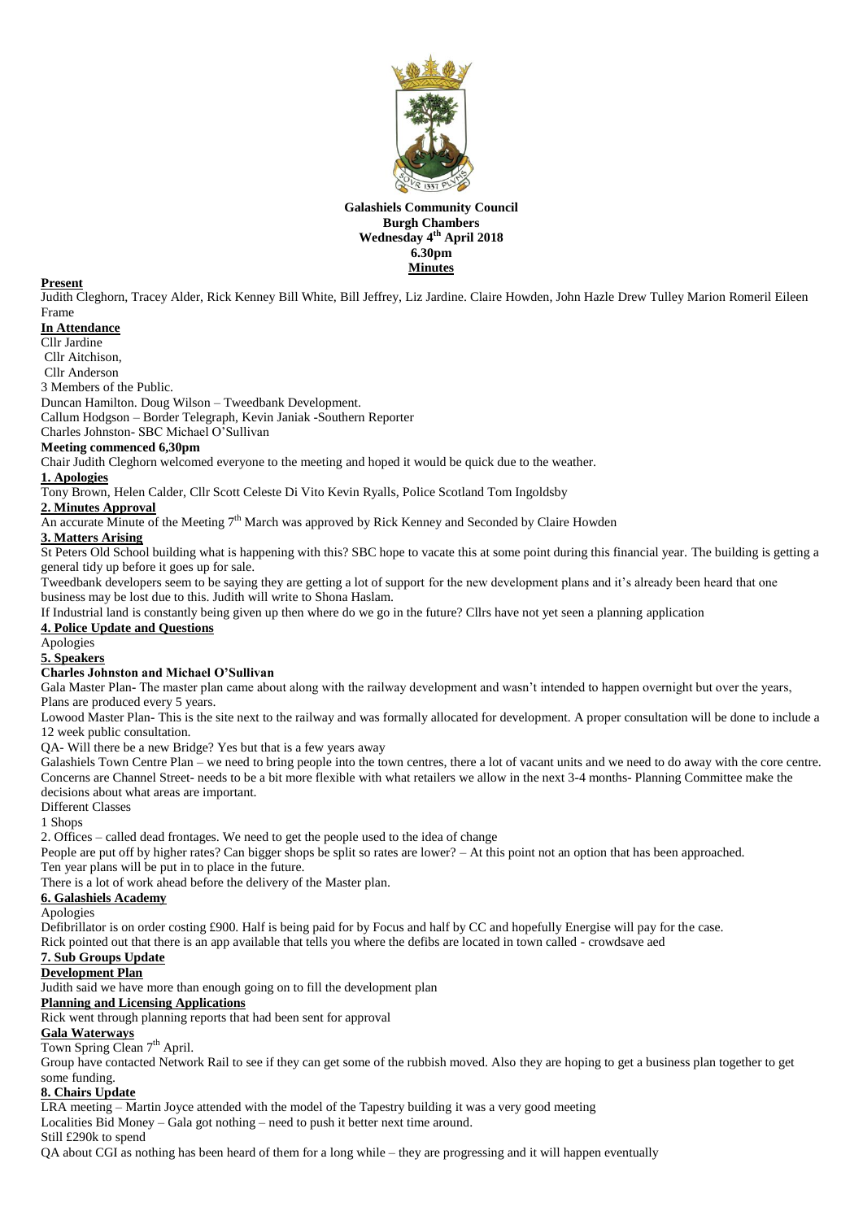**Galashiels Community Council**
**Burgh Chambers**
**Wednesday 4th April 2018**
**6.30pm**
**Minutes**

**Present**

Judith Cleghorn, Tracey Alder, Rick Kenney Bill White, Bill Jeffrey, Liz Jardine. Claire Howden, John Hazle Drew Tulley Marion Romeril Eileen Frame

**In Attendance**

Cllr Jardine
Cllr Aitchison,
Cllr Anderson
3 Members of the Public.
Duncan Hamilton. Doug Wilson – Tweedbank Development.
Callum Hodgson – Border Telegraph, Kevin Janiak -Southern Reporter
Charles Johnston- SBC Michael O'Sullivan

**Meeting commenced 6,30pm**

Chair Judith Cleghorn welcomed everyone to the meeting and hoped it would be quick due to the weather.

**1. Apologies**

Tony Brown, Helen Calder, Cllr Scott Celeste Di Vito Kevin Ryalls, Police Scotland Tom Ingoldsby

**2. Minutes Approval**

An accurate Minute of the Meeting 7th March was approved by Rick Kenney and Seconded by Claire Howden

**3. Matters Arising**

St Peters Old School building what is happening with this? SBC hope to vacate this at some point during this financial year. The building is getting a general tidy up before it goes up for sale.

Tweedbank developers seem to be saying they are getting a lot of support for the new development plans and it's already been heard that one business may be lost due to this. Judith will write to Shona Haslam.

If Industrial land is constantly being given up then where do we go in the future? Cllrs have not yet seen a planning application

**4. Police Update and Questions**

Apologies

**5. Speakers**

**Charles Johnston and Michael O'Sullivan**

Gala Master Plan- The master plan came about along with the railway development and wasn't intended to happen overnight but over the years, Plans are produced every 5 years.

Lowood Master Plan- This is the site next to the railway and was formally allocated for development. A proper consultation will be done to include a 12 week public consultation.

QA- Will there be a new Bridge? Yes but that is a few years away

Galashiels Town Centre Plan – we need to bring people into the town centres, there a lot of vacant units and we need to do away with the core centre. Concerns are Channel Street- needs to be a bit more flexible with what retailers we allow in the next 3-4 months- Planning Committee make the decisions about what areas are important.

Different Classes

1 Shops

2. Offices – called dead frontages. We need to get the people used to the idea of change

People are put off by higher rates? Can bigger shops be split so rates are lower? – At this point not an option that has been approached.

Ten year plans will be put in to place in the future.

There is a lot of work ahead before the delivery of the Master plan.

**6. Galashiels Academy**

Apologies

Defibrillator is on order costing £900. Half is being paid for by Focus and half by CC and hopefully Energise will pay for the case.

Rick pointed out that there is an app available that tells you where the defibs are located in town called - crowdsave aed

**7. Sub Groups Update**

**Development Plan**

Judith said we have more than enough going on to fill the development plan

**Planning and Licensing Applications**

Rick went through planning reports that had been sent for approval

**Gala Waterways**

Town Spring Clean 7th April.

Group have contacted Network Rail to see if they can get some of the rubbish moved. Also they are hoping to get a business plan together to get some funding.

**8. Chairs Update**

LRA meeting – Martin Joyce attended with the model of the Tapestry building it was a very good meeting

Localities Bid Money – Gala got nothing – need to push it better next time around.

Still £290k to spend

QA about CGI as nothing has been heard of them for a long while – they are progressing and it will happen eventually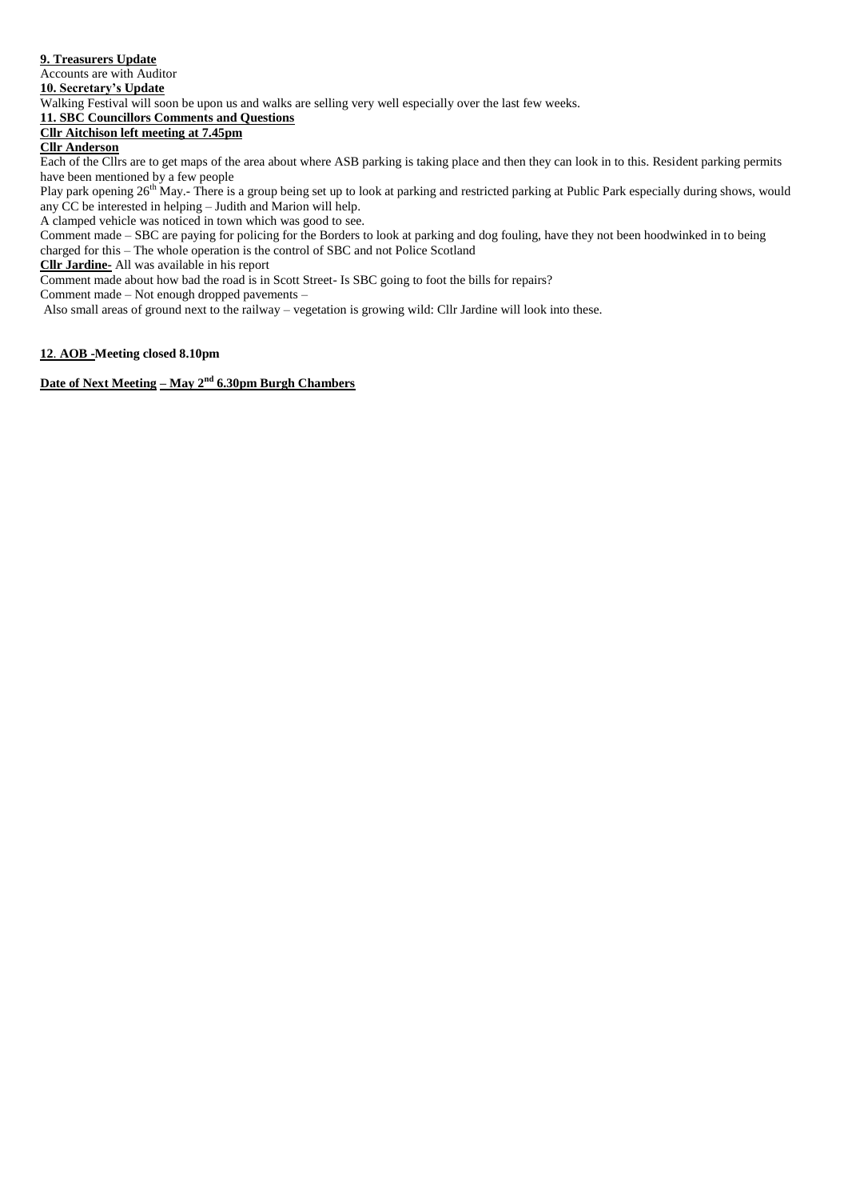**9. Treasurers Update**

Accounts are with Auditor

**10. Secretary's Update**

Walking Festival will soon be upon us and walks are selling very well especially over the last few weeks.

**11. SBC Councillors Comments and Questions**

**Cllr Aitchison left meeting at 7.45pm**

**Cllr Anderson**

Each of the Cllrs are to get maps of the area about where ASB parking is taking place and then they can look in to this. Resident parking permits have been mentioned by a few people

Play park opening 26th May.- There is a group being set up to look at parking and restricted parking at Public Park especially during shows, would any CC be interested in helping – Judith and Marion will help.

A clamped vehicle was noticed in town which was good to see.

Comment made – SBC are paying for policing for the Borders to look at parking and dog fouling, have they not been hoodwinked in to being charged for this – The whole operation is the control of SBC and not Police Scotland

**Cllr Jardine-** All was available in his report

Comment made about how bad the road is in Scott Street- Is SBC going to foot the bills for repairs?

Comment made – Not enough dropped pavements –

Also small areas of ground next to the railway – vegetation is growing wild: Cllr Jardine will look into these.

**12. AOB -Meeting closed 8.10pm**

**Date of Next Meeting – May 2nd 6.30pm Burgh Chambers**